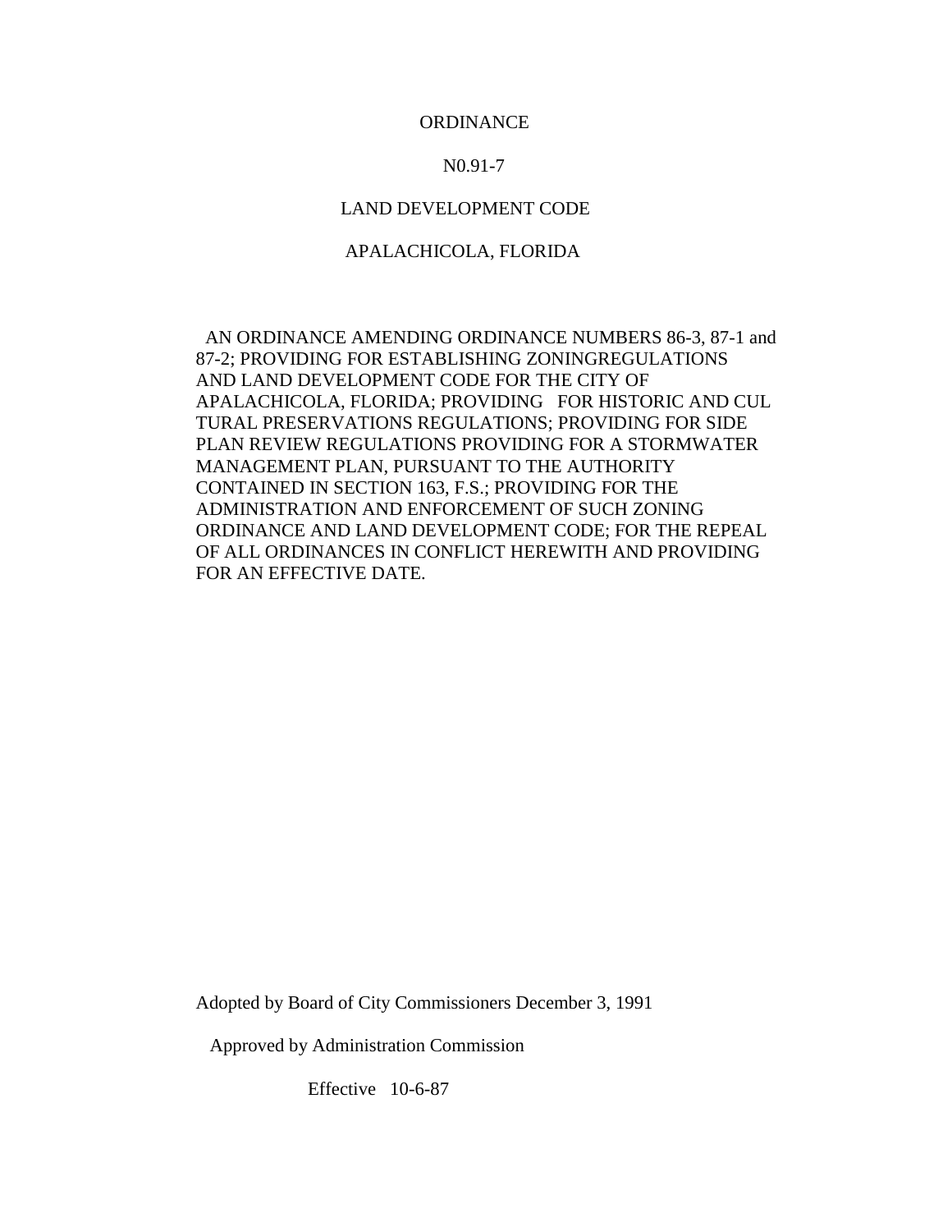# ORDINANCE

## N0.91-7

## LAND DEVELOPMENT CODE

## APALACHICOLA, FLORIDA

AN ORDINANCE AMENDING ORDINANCE NUMBERS 86-3, 87-1 and 87-2; PROVIDING FOR ESTABLISHING ZONINGREGULATIONS AND LAND DEVELOPMENT CODE FOR THE CITY OF APALACHICOLA, FLORIDA; PROVIDING FOR HISTORIC AND CUL TURAL PRESERVATIONS REGULATIONS; PROVIDING FOR SIDE PLAN REVIEW REGULATIONS PROVIDING FOR A STORMWATER MANAGEMENT PLAN, PURSUANT TO THE AUTHORITY CONTAINED IN SECTION 163, F.S.; PROVIDING FOR THE ADMINISTRATION AND ENFORCEMENT OF SUCH ZONING ORDINANCE AND LAND DEVELOPMENT CODE; FOR THE REPEAL OF ALL ORDINANCES IN CONFLICT HEREWITH AND PROVIDING FOR AN EFFECTIVE DATE.

Adopted by Board of City Commissioners December 3, 1991

Approved by Administration Commission

Effective 10-6-87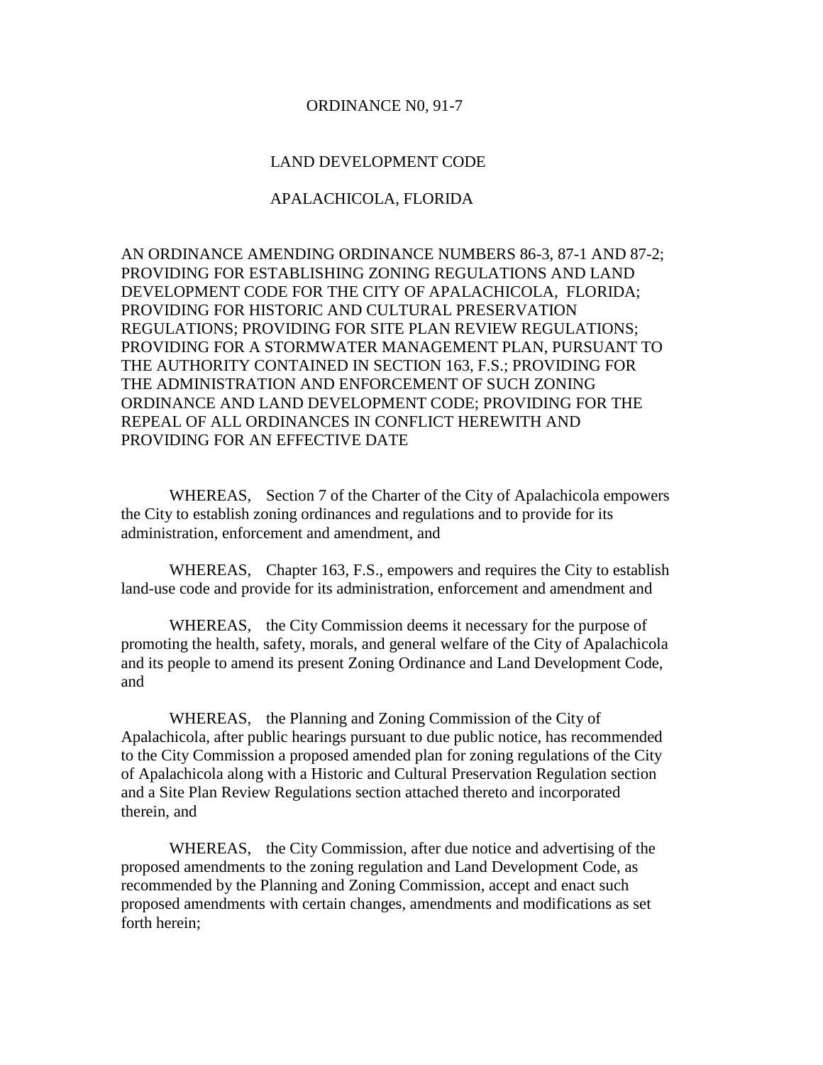ORDINANCE N0, 91-7

LAND DEVELOPMENT CODE

APALACHICOLA, FLORIDA

AN ORDINANCE AMENDING ORDINANCE NUMBERS 86-3, 87-1 AND 87-2; PROVIDING FOR ESTABLISHING ZONING REGULATIONS AND LAND DEVELOPMENT CODE FOR THE CITY OF APALACHICOLA, FLORIDA; PROVIDING FOR HISTORIC AND CULTURAL PRESERVATION REGULATIONS; PROVIDING FOR SITE PLAN REVIEW REGULATIONS; PROVIDING FOR A STORMWATER MANAGEMENT PLAN, PURSUANT TO THE AUTHORITY CONTAINED IN SECTION 163, F.S.; PROVIDING FOR THE ADMINISTRATION AND ENFORCEMENT OF SUCH ZONING ORDINANCE AND LAND DEVELOPMENT CODE; PROVIDING FOR THE REPEAL OF ALL ORDINANCES IN CONFLICT HEREWITH AND PROVIDING FOR AN EFFECTIVE DATE

WHEREAS, Section 7 of the Charter of the City of Apalachicola empowers the City to establish zoning ordinances and regulations and to provide for its administration, enforcement and amendment, and

WHEREAS, Chapter 163, F.S., empowers and requires the City to establish land-use code and provide for its administration, enforcement and amendment and

WHEREAS, the City Commission deems it necessary for the purpose of promoting the health, safety, morals, and general welfare of the City of Apalachicola and its people to amend its present Zoning Ordinance and Land Development Code, and

WHEREAS, the Planning and Zoning Commission of the City of Apalachicola, after public hearings pursuant to due public notice, has recommended to the City Commission a proposed amended plan for zoning regulations of the City of Apalachicola along with a Historic and Cultural Preservation Regulation section and a Site Plan Review Regulations section attached thereto and incorporated therein, and

WHEREAS, the City Commission, after due notice and advertising of the proposed amendments to the zoning regulation and Land Development Code, as recommended by the Planning and Zoning Commission, accept and enact such proposed amendments with certain changes, amendments and modifications as set forth herein;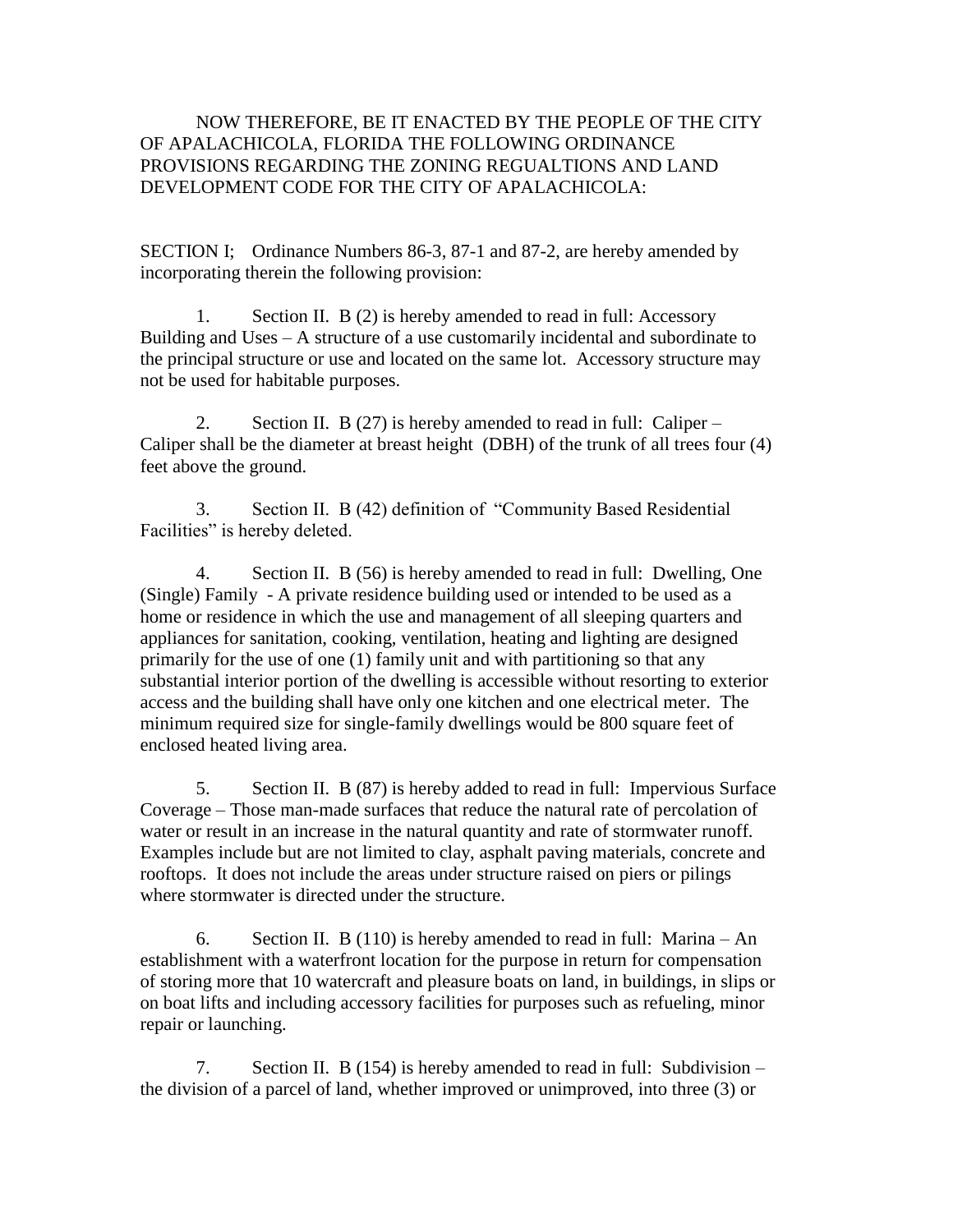NOW THEREFORE, BE IT ENACTED BY THE PEOPLE OF THE CITY OF APALACHICOLA, FLORIDA THE FOLLOWING ORDINANCE PROVISIONS REGARDING THE ZONING REGUALTIONS AND LAND DEVELOPMENT CODE FOR THE CITY OF APALACHICOLA:

SECTION I; Ordinance Numbers 86-3, 87-1 and 87-2, are hereby amended by incorporating therein the following provision:

1. Section II. B (2) is hereby amended to read in full: Accessory Building and Uses – A structure of a use customarily incidental and subordinate to the principal structure or use and located on the same lot. Accessory structure may not be used for habitable purposes.

2. Section II. B (27) is hereby amended to read in full: Caliper – Caliper shall be the diameter at breast height (DBH) of the trunk of all trees four (4) feet above the ground.

3. Section II. B (42) definition of "Community Based Residential Facilities" is hereby deleted.

4. Section II. B (56) is hereby amended to read in full: Dwelling, One (Single) Family - A private residence building used or intended to be used as a home or residence in which the use and management of all sleeping quarters and appliances for sanitation, cooking, ventilation, heating and lighting are designed primarily for the use of one (1) family unit and with partitioning so that any substantial interior portion of the dwelling is accessible without resorting to exterior access and the building shall have only one kitchen and one electrical meter. The minimum required size for single-family dwellings would be 800 square feet of enclosed heated living area.

5. Section II. B (87) is hereby added to read in full: Impervious Surface Coverage – Those man-made surfaces that reduce the natural rate of percolation of water or result in an increase in the natural quantity and rate of stormwater runoff. Examples include but are not limited to clay, asphalt paving materials, concrete and rooftops. It does not include the areas under structure raised on piers or pilings where stormwater is directed under the structure.

6. Section II. B (110) is hereby amended to read in full: Marina – An establishment with a waterfront location for the purpose in return for compensation of storing more that 10 watercraft and pleasure boats on land, in buildings, in slips or on boat lifts and including accessory facilities for purposes such as refueling, minor repair or launching.

7. Section II. B (154) is hereby amended to read in full: Subdivision – the division of a parcel of land, whether improved or unimproved, into three (3) or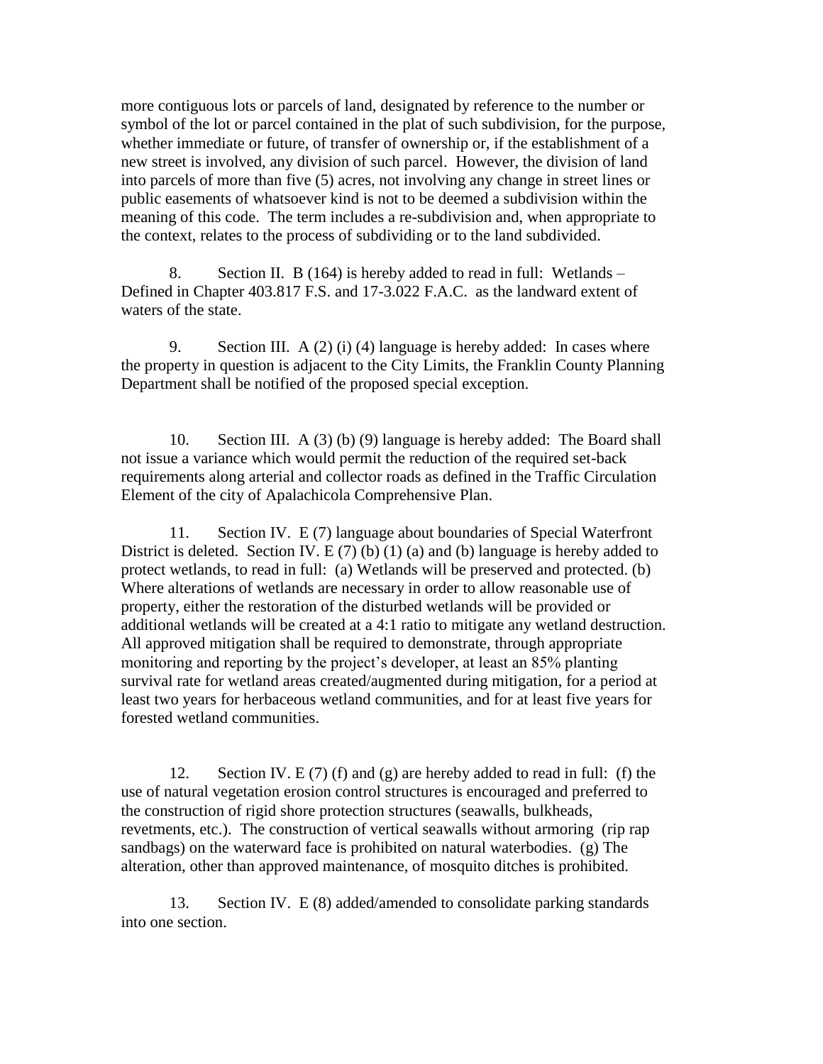more contiguous lots or parcels of land, designated by reference to the number or symbol of the lot or parcel contained in the plat of such subdivision, for the purpose, whether immediate or future, of transfer of ownership or, if the establishment of a new street is involved, any division of such parcel. However, the division of land into parcels of more than five (5) acres, not involving any change in street lines or public easements of whatsoever kind is not to be deemed a subdivision within the meaning of this code. The term includes a re-subdivision and, when appropriate to the context, relates to the process of subdividing or to the land subdivided.

8. Section II. B (164) is hereby added to read in full: Wetlands – Defined in Chapter 403.817 F.S. and 17-3.022 F.A.C. as the landward extent of waters of the state.

9. Section III. A (2) (i) (4) language is hereby added: In cases where the property in question is adjacent to the City Limits, the Franklin County Planning Department shall be notified of the proposed special exception.

10. Section III. A (3) (b) (9) language is hereby added: The Board shall not issue a variance which would permit the reduction of the required set-back requirements along arterial and collector roads as defined in the Traffic Circulation Element of the city of Apalachicola Comprehensive Plan.

11. Section IV. E (7) language about boundaries of Special Waterfront District is deleted. Section IV. E (7) (b) (1) (a) and (b) language is hereby added to protect wetlands, to read in full: (a) Wetlands will be preserved and protected. (b) Where alterations of wetlands are necessary in order to allow reasonable use of property, either the restoration of the disturbed wetlands will be provided or additional wetlands will be created at a 4:1 ratio to mitigate any wetland destruction. All approved mitigation shall be required to demonstrate, through appropriate monitoring and reporting by the project's developer, at least an 85% planting survival rate for wetland areas created/augmented during mitigation, for a period at least two years for herbaceous wetland communities, and for at least five years for forested wetland communities.

12. Section IV. E (7) (f) and (g) are hereby added to read in full: (f) the use of natural vegetation erosion control structures is encouraged and preferred to the construction of rigid shore protection structures (seawalls, bulkheads, revetments, etc.). The construction of vertical seawalls without armoring (rip rap sandbags) on the waterward face is prohibited on natural waterbodies. (g) The alteration, other than approved maintenance, of mosquito ditches is prohibited.

13. Section IV. E (8) added/amended to consolidate parking standards into one section.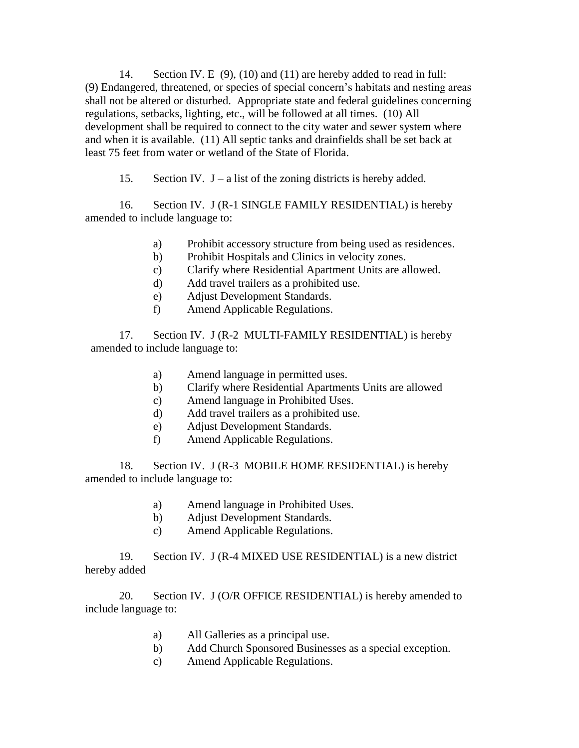14. Section IV. E (9), (10) and (11) are hereby added to read in full: (9) Endangered, threatened, or species of special concern's habitats and nesting areas shall not be altered or disturbed. Appropriate state and federal guidelines concerning regulations, setbacks, lighting, etc., will be followed at all times. (10) All development shall be required to connect to the city water and sewer system where and when it is available. (11) All septic tanks and drainfields shall be set back at least 75 feet from water or wetland of the State of Florida.

15. Section IV. J – a list of the zoning districts is hereby added.

16. Section IV. J (R-1 SINGLE FAMILY RESIDENTIAL) is hereby amended to include language to:

- a) Prohibit accessory structure from being used as residences.
- b) Prohibit Hospitals and Clinics in velocity zones.
- c) Clarify where Residential Apartment Units are allowed.
- d) Add travel trailers as a prohibited use.
- e) Adjust Development Standards.
- f) Amend Applicable Regulations.

17. Section IV. J (R-2 MULTI-FAMILY RESIDENTIAL) is hereby amended to include language to:

- a) Amend language in permitted uses.
- b) Clarify where Residential Apartments Units are allowed
- c) Amend language in Prohibited Uses.
- d) Add travel trailers as a prohibited use.
- e) Adjust Development Standards.
- f) Amend Applicable Regulations.

18. Section IV. J (R-3 MOBILE HOME RESIDENTIAL) is hereby amended to include language to:

- a) Amend language in Prohibited Uses.
- b) Adjust Development Standards.
- c) Amend Applicable Regulations.

19. Section IV. J (R-4 MIXED USE RESIDENTIAL) is a new district hereby added

20. Section IV. J (O/R OFFICE RESIDENTIAL) is hereby amended to include language to:

- a) All Galleries as a principal use.
- b) Add Church Sponsored Businesses as a special exception.
- c) Amend Applicable Regulations.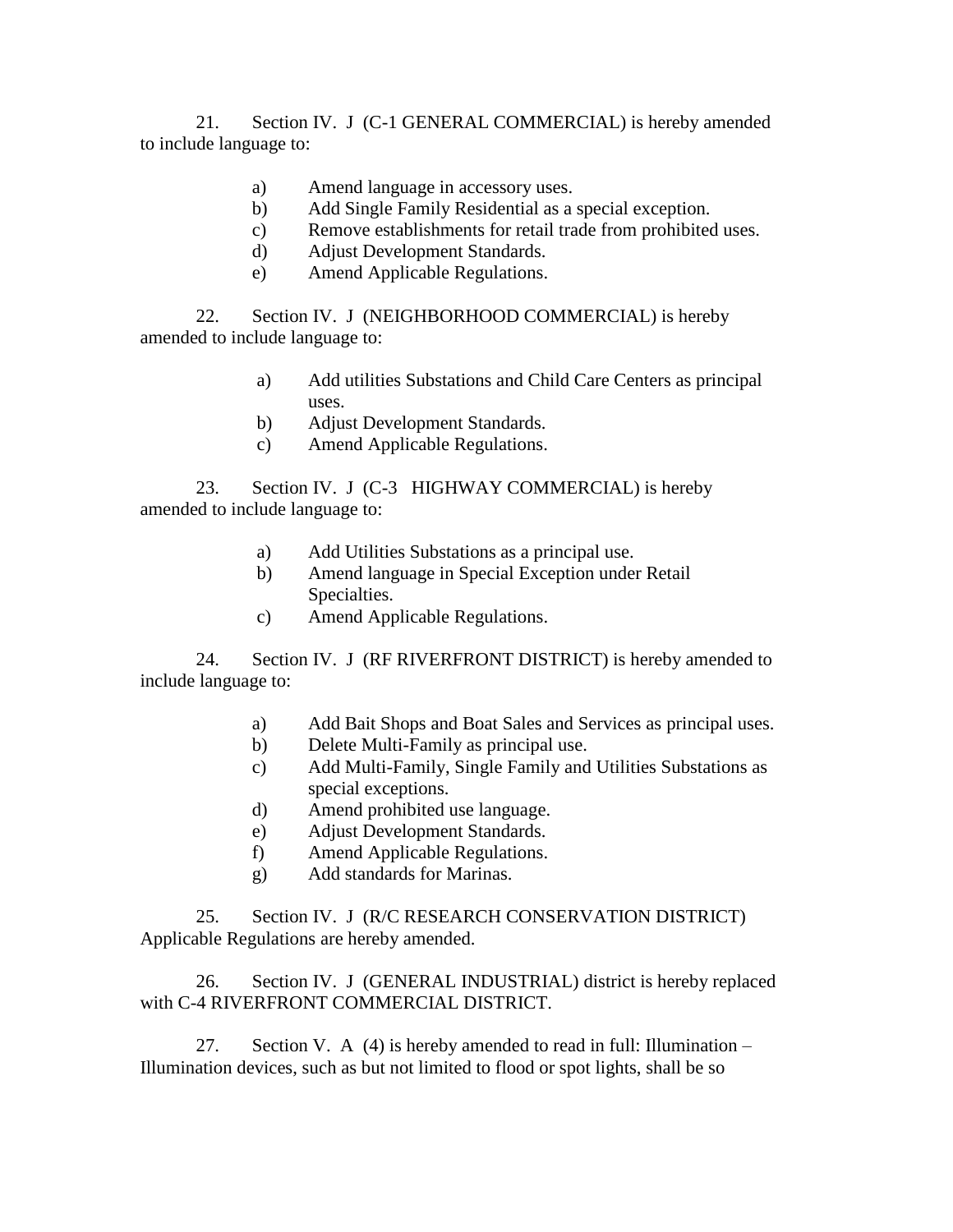21. Section IV. J (C-1 GENERAL COMMERCIAL) is hereby amended to include language to:

- a) Amend language in accessory uses.
- b) Add Single Family Residential as a special exception.
- c) Remove establishments for retail trade from prohibited uses.
- d) Adjust Development Standards.
- e) Amend Applicable Regulations.

22. Section IV. J (NEIGHBORHOOD COMMERCIAL) is hereby amended to include language to:

- a) Add utilities Substations and Child Care Centers as principal uses.
- b) Adjust Development Standards.
- c) Amend Applicable Regulations.

23. Section IV. J (C-3 HIGHWAY COMMERCIAL) is hereby amended to include language to:

- a) Add Utilities Substations as a principal use.
- b) Amend language in Special Exception under Retail Specialties.
- c) Amend Applicable Regulations.

24. Section IV. J (RF RIVERFRONT DISTRICT) is hereby amended to include language to:

- a) Add Bait Shops and Boat Sales and Services as principal uses.
- b) Delete Multi-Family as principal use.
- c) Add Multi-Family, Single Family and Utilities Substations as special exceptions.
- d) Amend prohibited use language.
- e) Adjust Development Standards.
- f) Amend Applicable Regulations.
- g) Add standards for Marinas.

25. Section IV. J (R/C RESEARCH CONSERVATION DISTRICT) Applicable Regulations are hereby amended.

26. Section IV. J (GENERAL INDUSTRIAL) district is hereby replaced with C-4 RIVERFRONT COMMERCIAL DISTRICT.

27. Section V. A (4) is hereby amended to read in full: Illumination – Illumination devices, such as but not limited to flood or spot lights, shall be so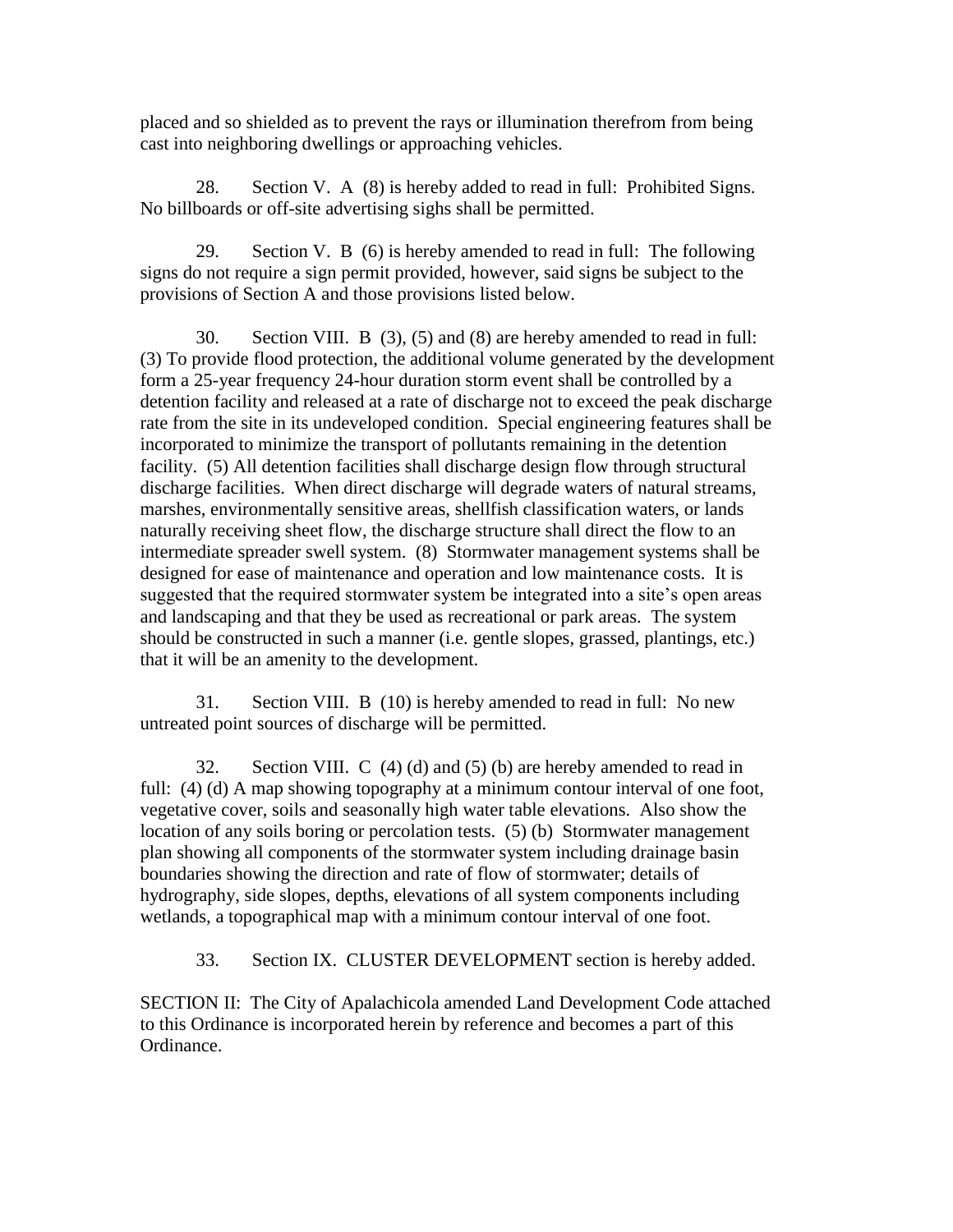placed and so shielded as to prevent the rays or illumination therefrom from being cast into neighboring dwellings or approaching vehicles.

28. Section V. A (8) is hereby added to read in full: Prohibited Signs. No billboards or off-site advertising sighs shall be permitted.

29. Section V. B (6) is hereby amended to read in full: The following signs do not require a sign permit provided, however, said signs be subject to the provisions of Section A and those provisions listed below.

30. Section VIII. B (3), (5) and (8) are hereby amended to read in full: (3) To provide flood protection, the additional volume generated by the development form a 25-year frequency 24-hour duration storm event shall be controlled by a detention facility and released at a rate of discharge not to exceed the peak discharge rate from the site in its undeveloped condition. Special engineering features shall be incorporated to minimize the transport of pollutants remaining in the detention facility. (5) All detention facilities shall discharge design flow through structural discharge facilities. When direct discharge will degrade waters of natural streams, marshes, environmentally sensitive areas, shellfish classification waters, or lands naturally receiving sheet flow, the discharge structure shall direct the flow to an intermediate spreader swell system. (8) Stormwater management systems shall be designed for ease of maintenance and operation and low maintenance costs. It is suggested that the required stormwater system be integrated into a site's open areas and landscaping and that they be used as recreational or park areas. The system should be constructed in such a manner (i.e. gentle slopes, grassed, plantings, etc.) that it will be an amenity to the development.

31. Section VIII. B (10) is hereby amended to read in full: No new untreated point sources of discharge will be permitted.

32. Section VIII. C (4) (d) and (5) (b) are hereby amended to read in full: (4) (d) A map showing topography at a minimum contour interval of one foot, vegetative cover, soils and seasonally high water table elevations. Also show the location of any soils boring or percolation tests. (5) (b) Stormwater management plan showing all components of the stormwater system including drainage basin boundaries showing the direction and rate of flow of stormwater; details of hydrography, side slopes, depths, elevations of all system components including wetlands, a topographical map with a minimum contour interval of one foot.

33. Section IX. CLUSTER DEVELOPMENT section is hereby added.

SECTION II: The City of Apalachicola amended Land Development Code attached to this Ordinance is incorporated herein by reference and becomes a part of this Ordinance.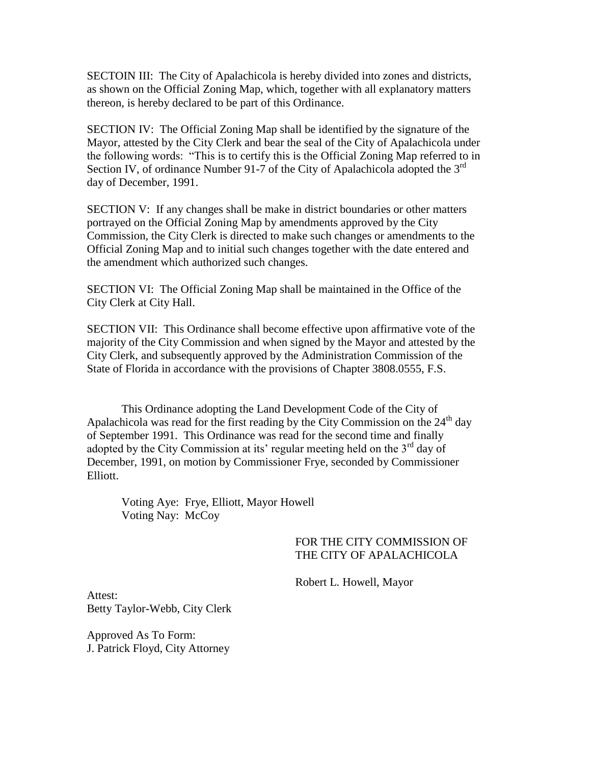SECTOIN III: The City of Apalachicola is hereby divided into zones and districts, as shown on the Official Zoning Map, which, together with all explanatory matters thereon, is hereby declared to be part of this Ordinance.

SECTION IV: The Official Zoning Map shall be identified by the signature of the Mayor, attested by the City Clerk and bear the seal of the City of Apalachicola under the following words: "This is to certify this is the Official Zoning Map referred to in Section IV, of ordinance Number 91-7 of the City of Apalachicola adopted the 3rd day of December, 1991.

SECTION V: If any changes shall be make in district boundaries or other matters portrayed on the Official Zoning Map by amendments approved by the City Commission, the City Clerk is directed to make such changes or amendments to the Official Zoning Map and to initial such changes together with the date entered and the amendment which authorized such changes.

SECTION VI: The Official Zoning Map shall be maintained in the Office of the City Clerk at City Hall.

SECTION VII: This Ordinance shall become effective upon affirmative vote of the majority of the City Commission and when signed by the Mayor and attested by the City Clerk, and subsequently approved by the Administration Commission of the State of Florida in accordance with the provisions of Chapter 3808.0555, F.S.

This Ordinance adopting the Land Development Code of the City of Apalachicola was read for the first reading by the City Commission on the 24th day of September 1991. This Ordinance was read for the second time and finally adopted by the City Commission at its' regular meeting held on the 3rd day of December, 1991, on motion by Commissioner Frye, seconded by Commissioner Elliott.

Voting Aye: Frye, Elliott, Mayor Howell
Voting Nay: McCoy

FOR THE CITY COMMISSION OF
THE CITY OF APALACHICOLA

Robert L. Howell, Mayor

Attest:
Betty Taylor-Webb, City Clerk

Approved As To Form:
J. Patrick Floyd, City Attorney